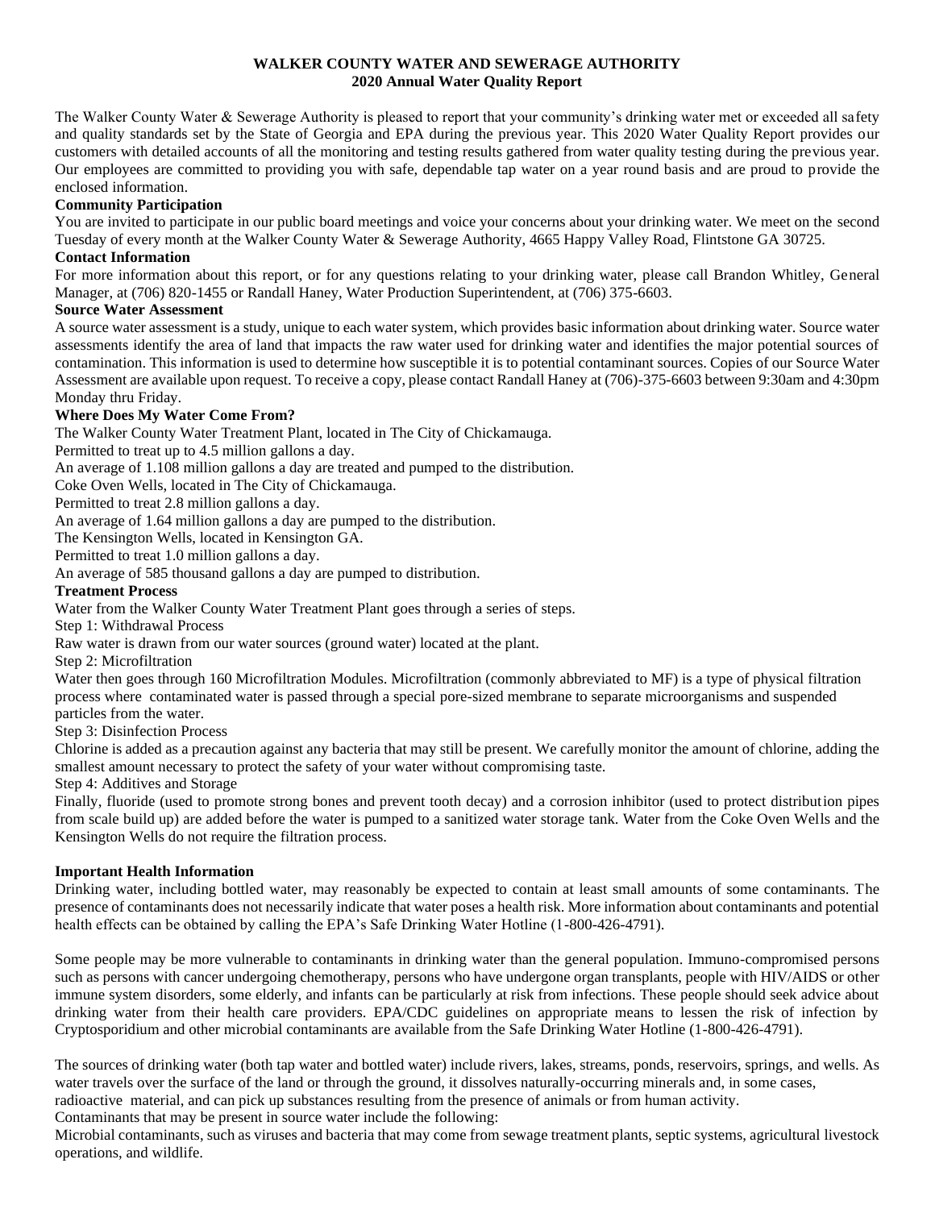# WALKER COUNTY WATER AND SEWERAGE AUTHORITY
## 2020 Annual Water Quality Report

The Walker County Water & Sewerage Authority is pleased to report that your community's drinking water met or exceeded all safety and quality standards set by the State of Georgia and EPA during the previous year. This 2020 Water Quality Report provides our customers with detailed accounts of all the monitoring and testing results gathered from water quality testing during the previous year. Our employees are committed to providing you with safe, dependable tap water on a year round basis and are proud to provide the enclosed information.

**Community Participation**

You are invited to participate in our public board meetings and voice your concerns about your drinking water. We meet on the second Tuesday of every month at the Walker County Water & Sewerage Authority, 4665 Happy Valley Road, Flintstone GA 30725.

**Contact Information**

For more information about this report, or for any questions relating to your drinking water, please call Brandon Whitley, General Manager, at (706) 820-1455 or Randall Haney, Water Production Superintendent, at (706) 375-6603.

**Source Water Assessment**

A source water assessment is a study, unique to each water system, which provides basic information about drinking water. Source water assessments identify the area of land that impacts the raw water used for drinking water and identifies the major potential sources of contamination. This information is used to determine how susceptible it is to potential contaminant sources. Copies of our Source Water Assessment are available upon request. To receive a copy, please contact Randall Haney at (706)-375-6603 between 9:30am and 4:30pm Monday thru Friday.

**Where Does My Water Come From?**

The Walker County Water Treatment Plant, located in The City of Chickamauga.
Permitted to treat up to 4.5 million gallons a day.
An average of 1.108 million gallons a day are treated and pumped to the distribution.
Coke Oven Wells, located in The City of Chickamauga.
Permitted to treat 2.8 million gallons a day.
An average of 1.64 million gallons a day are pumped to the distribution.
The Kensington Wells, located in Kensington GA.
Permitted to treat 1.0 million gallons a day.
An average of 585 thousand gallons a day are pumped to distribution.

**Treatment Process**

Water from the Walker County Water Treatment Plant goes through a series of steps.

Step 1: Withdrawal Process

Raw water is drawn from our water sources (ground water) located at the plant.

Step 2: Microfiltration

Water then goes through 160 Microfiltration Modules. Microfiltration (commonly abbreviated to MF) is a type of physical filtration process where contaminated water is passed through a special pore-sized membrane to separate microorganisms and suspended particles from the water.

Step 3: Disinfection Process

Chlorine is added as a precaution against any bacteria that may still be present. We carefully monitor the amount of chlorine, adding the smallest amount necessary to protect the safety of your water without compromising taste.

Step 4: Additives and Storage

Finally, fluoride (used to promote strong bones and prevent tooth decay) and a corrosion inhibitor (used to protect distribution pipes from scale build up) are added before the water is pumped to a sanitized water storage tank. Water from the Coke Oven Wells and the Kensington Wells do not require the filtration process.

**Important Health Information**

Drinking water, including bottled water, may reasonably be expected to contain at least small amounts of some contaminants. The presence of contaminants does not necessarily indicate that water poses a health risk. More information about contaminants and potential health effects can be obtained by calling the EPA's Safe Drinking Water Hotline (1-800-426-4791).

Some people may be more vulnerable to contaminants in drinking water than the general population. Immuno-compromised persons such as persons with cancer undergoing chemotherapy, persons who have undergone organ transplants, people with HIV/AIDS or other immune system disorders, some elderly, and infants can be particularly at risk from infections. These people should seek advice about drinking water from their health care providers. EPA/CDC guidelines on appropriate means to lessen the risk of infection by Cryptosporidium and other microbial contaminants are available from the Safe Drinking Water Hotline (1-800-426-4791).

The sources of drinking water (both tap water and bottled water) include rivers, lakes, streams, ponds, reservoirs, springs, and wells. As water travels over the surface of the land or through the ground, it dissolves naturally-occurring minerals and, in some cases, radioactive material, and can pick up substances resulting from the presence of animals or from human activity.

Contaminants that may be present in source water include the following:

Microbial contaminants, such as viruses and bacteria that may come from sewage treatment plants, septic systems, agricultural livestock operations, and wildlife.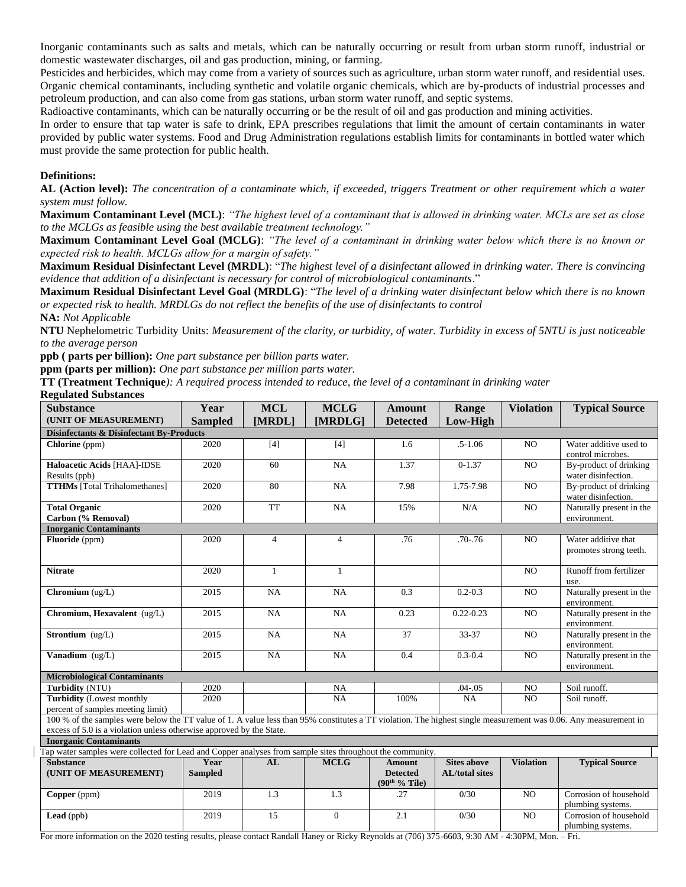Inorganic contaminants such as salts and metals, which can be naturally occurring or result from urban storm runoff, industrial or domestic wastewater discharges, oil and gas production, mining, or farming.

Pesticides and herbicides, which may come from a variety of sources such as agriculture, urban storm water runoff, and residential uses.

Organic chemical contaminants, including synthetic and volatile organic chemicals, which are by-products of industrial processes and petroleum production, and can also come from gas stations, urban storm water runoff, and septic systems.

Radioactive contaminants, which can be naturally occurring or be the result of oil and gas production and mining activities.

In order to ensure that tap water is safe to drink, EPA prescribes regulations that limit the amount of certain contaminants in water provided by public water systems. Food and Drug Administration regulations establish limits for contaminants in bottled water which must provide the same protection for public health.

**Definitions:**

**AL (Action level):** *The concentration of a contaminate which, if exceeded, triggers Treatment or other requirement which a water system must follow.*

**Maximum Contaminant Level (MCL)**: *"The highest level of a contaminant that is allowed in drinking water. MCLs are set as close to the MCLGs as feasible using the best available treatment technology."*

**Maximum Contaminant Level Goal (MCLG)**: *"The level of a contaminant in drinking water below which there is no known or expected risk to health. MCLGs allow for a margin of safety."*

**Maximum Residual Disinfectant Level (MRDL)**: "*The highest level of a disinfectant allowed in drinking water. There is convincing evidence that addition of a disinfectant is necessary for control of microbiological contaminants*."

**Maximum Residual Disinfectant Level Goal (MRDLG)**: "*The level of a drinking water disinfectant below which there is no known or expected risk to health. MRDLGs do not reflect the benefits of the use of disinfectants to control*

**NA:** *Not Applicable*

**NTU** Nephelometric Turbidity Units: *Measurement of the clarity, or turbidity, of water. Turbidity in excess of 5NTU is just noticeable to the average person*

**ppb ( parts per billion):** *One part substance per billion parts water.*

**ppm (parts per million):** *One part substance per million parts water.*

**TT (Treatment Technique***): A required process intended to reduce, the level of a contaminant in drinking water*

**Regulated Substances**

| Substance (UNIT OF MEASUREMENT) | Year Sampled | MCL [MRDL] | MCLG [MRDLG] | Amount Detected | Range Low-High | Violation | Typical Source |
|---|---|---|---|---|---|---|---|
| **Disinfectants & Disinfectant By-Products** | | | | | | | |
| **Chlorine** (ppm) | 2020 | [4] | [4] | 1.6 | .5-1.06 | NO | Water additive used to control microbes. |
| **Haloacetic Acids** [HAA]-IDSE Results (ppb) | 2020 | 60 | NA | 1.37 | 0-1.37 | NO | By-product of drinking water disinfection. |
| **TTHMs** [Total Trihalomethanes] | 2020 | 80 | NA | 7.98 | 1.75-7.98 | NO | By-product of drinking water disinfection. |
| **Total Organic Carbon (% Removal)** | 2020 | TT | NA | 15% | N/A | NO | Naturally present in the environment. |
| **Inorganic Contaminants** | | | | | | | |
| **Fluoride** (ppm) | 2020 | 4 | 4 | .76 | .70-.76 | NO | Water additive that promotes strong teeth. |
| **Nitrate** | 2020 | 1 | 1 | | | NO | Runoff from fertilizer use. |
| **Chromium** (ug/L) | 2015 | NA | NA | 0.3 | 0.2-0.3 | NO | Naturally present in the environment. |
| **Chromium, Hexavalent** (ug/L) | 2015 | NA | NA | 0.23 | 0.22-0.23 | NO | Naturally present in the environment. |
| **Strontium** (ug/L) | 2015 | NA | NA | 37 | 33-37 | NO | Naturally present in the environment. |
| **Vanadium** (ug/L) | 2015 | NA | NA | 0.4 | 0.3-0.4 | NO | Naturally present in the environment. |
| **Microbiological Contaminants** | | | | | | | |
| **Turbidity** (NTU) | 2020 | | NA | | .04-.05 | NO | Soil runoff. |
| **Turbidity** (Lowest monthly percent of samples meeting limit) | 2020 | | NA | 100% | NA | NO | Soil runoff. |
| 100 % of the samples were below the TT value of 1. A value less than 95% constitutes a TT violation. The highest single measurement was 0.06. Any measurement in excess of 5.0 is a violation unless otherwise approved by the State. | | | | | | | |

**Inorganic Contaminants**

Tap water samples were collected for Lead and Copper analyses from sample sites throughout the community.

| Substance (UNIT OF MEASUREMENT) | Year Sampled | AL | MCLG | Amount Detected (90th % Tile) | Sites above AL/total sites | Violation | Typical Source |
|---|---|---|---|---|---|---|---|
| **Copper** (ppm) | 2019 | 1.3 | 1.3 | .27 | 0/30 | NO | Corrosion of household plumbing systems. |
| **Lead** (ppb) | 2019 | 15 | 0 | 2.1 | 0/30 | NO | Corrosion of household plumbing systems. |

For more information on the 2020 testing results, please contact Randall Haney or Ricky Reynolds at (706) 375-6603, 9:30 AM - 4:30PM, Mon. – Fri.